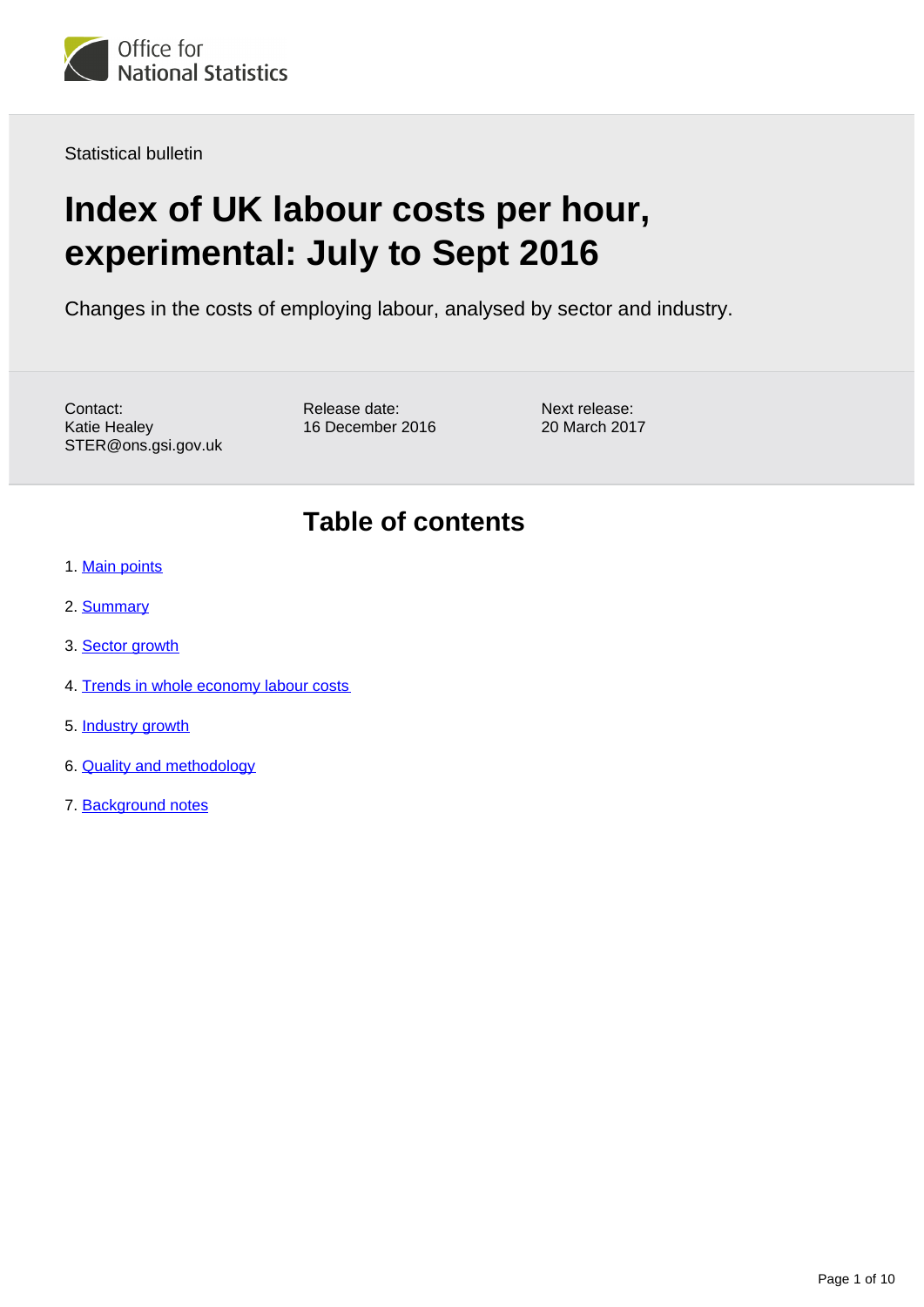Office for National Statistics

Statistical bulletin

# Index of UK labour costs per hour, experimental: July to Sept 2016

Changes in the costs of employing labour, analysed by sector and industry.

Contact:
Katie Healey
STER@ons.gsi.gov.uk

Release date:
16 December 2016

Next release:
20 March 2017

## Table of contents

1. Main points
2. Summary
3. Sector growth
4. Trends in whole economy labour costs
5. Industry growth
6. Quality and methodology
7. Background notes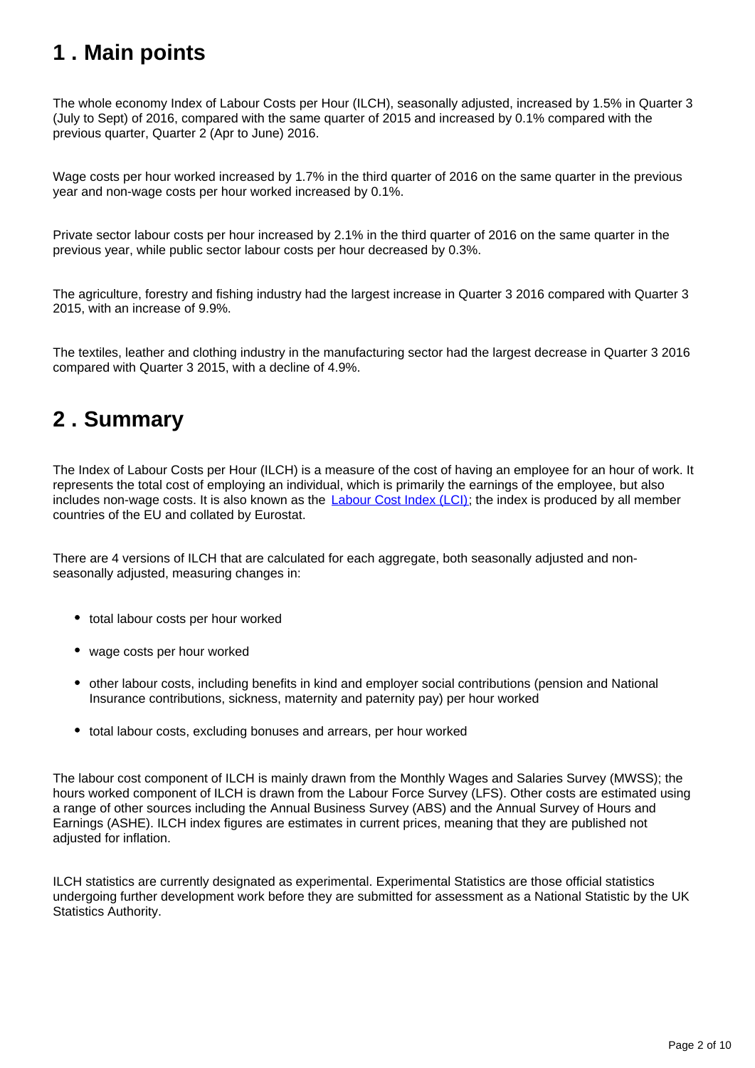## 1 . Main points

The whole economy Index of Labour Costs per Hour (ILCH), seasonally adjusted, increased by 1.5% in Quarter 3 (July to Sept) of 2016, compared with the same quarter of 2015 and increased by 0.1% compared with the previous quarter, Quarter 2 (Apr to June) 2016.

Wage costs per hour worked increased by 1.7% in the third quarter of 2016 on the same quarter in the previous year and non-wage costs per hour worked increased by 0.1%.

Private sector labour costs per hour increased by 2.1% in the third quarter of 2016 on the same quarter in the previous year, while public sector labour costs per hour decreased by 0.3%.

The agriculture, forestry and fishing industry had the largest increase in Quarter 3 2016 compared with Quarter 3 2015, with an increase of 9.9%.

The textiles, leather and clothing industry in the manufacturing sector had the largest decrease in Quarter 3 2016 compared with Quarter 3 2015, with a decline of 4.9%.

## 2 . Summary

The Index of Labour Costs per Hour (ILCH) is a measure of the cost of having an employee for an hour of work. It represents the total cost of employing an individual, which is primarily the earnings of the employee, but also includes non-wage costs. It is also known as the Labour Cost Index (LCI); the index is produced by all member countries of the EU and collated by Eurostat.

There are 4 versions of ILCH that are calculated for each aggregate, both seasonally adjusted and non-seasonally adjusted, measuring changes in:

- total labour costs per hour worked
- wage costs per hour worked
- other labour costs, including benefits in kind and employer social contributions (pension and National Insurance contributions, sickness, maternity and paternity pay) per hour worked
- total labour costs, excluding bonuses and arrears, per hour worked

The labour cost component of ILCH is mainly drawn from the Monthly Wages and Salaries Survey (MWSS); the hours worked component of ILCH is drawn from the Labour Force Survey (LFS). Other costs are estimated using a range of other sources including the Annual Business Survey (ABS) and the Annual Survey of Hours and Earnings (ASHE). ILCH index figures are estimates in current prices, meaning that they are published not adjusted for inflation.

ILCH statistics are currently designated as experimental. Experimental Statistics are those official statistics undergoing further development work before they are submitted for assessment as a National Statistic by the UK Statistics Authority.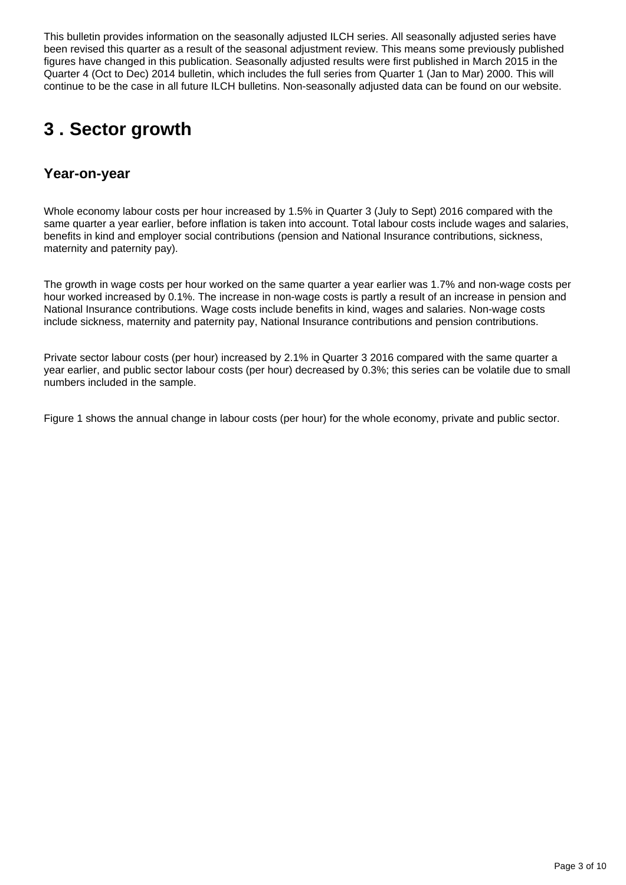This bulletin provides information on the seasonally adjusted ILCH series. All seasonally adjusted series have been revised this quarter as a result of the seasonal adjustment review. This means some previously published figures have changed in this publication. Seasonally adjusted results were first published in March 2015 in the Quarter 4 (Oct to Dec) 2014 bulletin, which includes the full series from Quarter 1 (Jan to Mar) 2000. This will continue to be the case in all future ILCH bulletins. Non-seasonally adjusted data can be found on our website.

## 3 . Sector growth

### Year-on-year

Whole economy labour costs per hour increased by 1.5% in Quarter 3 (July to Sept) 2016 compared with the same quarter a year earlier, before inflation is taken into account. Total labour costs include wages and salaries, benefits in kind and employer social contributions (pension and National Insurance contributions, sickness, maternity and paternity pay).

The growth in wage costs per hour worked on the same quarter a year earlier was 1.7% and non-wage costs per hour worked increased by 0.1%. The increase in non-wage costs is partly a result of an increase in pension and National Insurance contributions. Wage costs include benefits in kind, wages and salaries. Non-wage costs include sickness, maternity and paternity pay, National Insurance contributions and pension contributions.

Private sector labour costs (per hour) increased by 2.1% in Quarter 3 2016 compared with the same quarter a year earlier, and public sector labour costs (per hour) decreased by 0.3%; this series can be volatile due to small numbers included in the sample.

Figure 1 shows the annual change in labour costs (per hour) for the whole economy, private and public sector.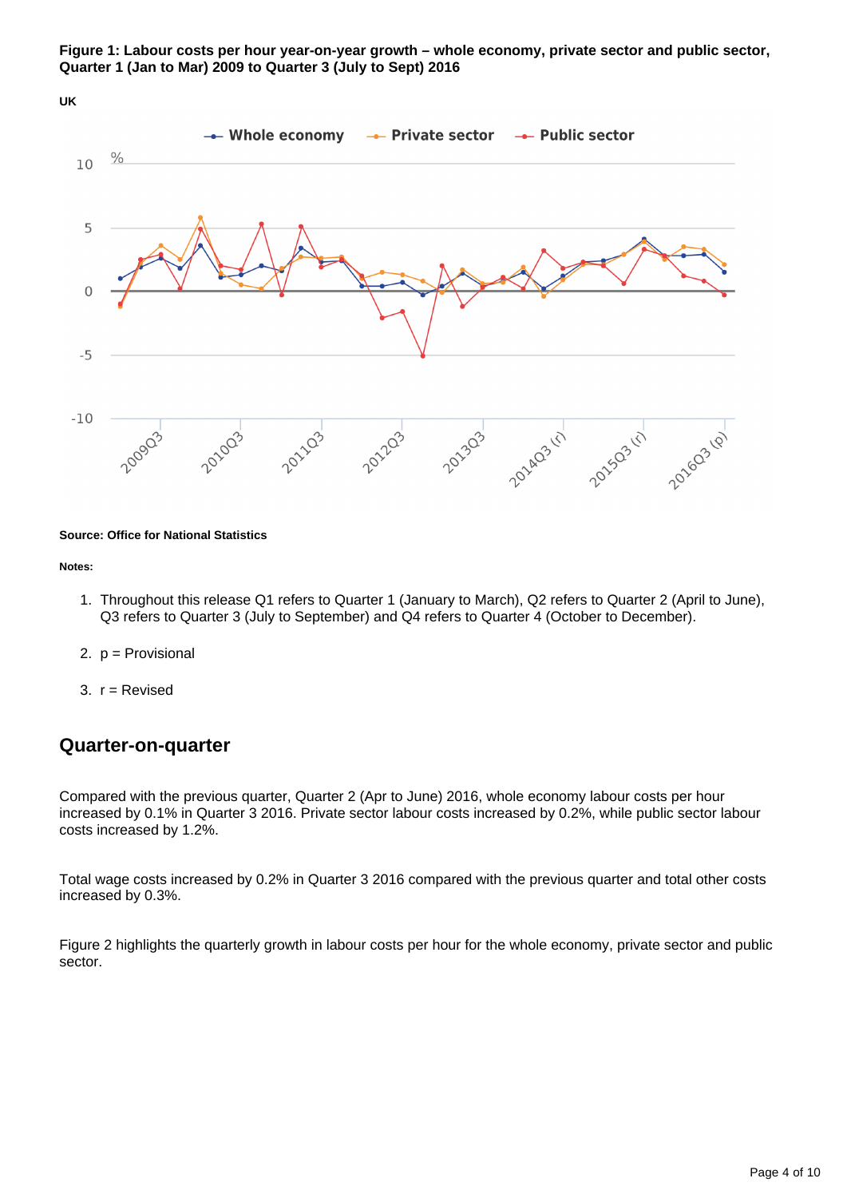**Figure 1: Labour costs per hour year-on-year growth – whole economy, private sector and public sector, Quarter 1 (Jan to Mar) 2009 to Quarter 3 (July to Sept) 2016**

**UK**

**Source: Office for National Statistics**

**Notes:**

1. Throughout this release Q1 refers to Quarter 1 (January to March), Q2 refers to Quarter 2 (April to June), Q3 refers to Quarter 3 (July to September) and Q4 refers to Quarter 4 (October to December).
2. p = Provisional
3. r = Revised

## Quarter-on-quarter

Compared with the previous quarter, Quarter 2 (Apr to June) 2016, whole economy labour costs per hour increased by 0.1% in Quarter 3 2016. Private sector labour costs increased by 0.2%, while public sector labour costs increased by 1.2%.

Total wage costs increased by 0.2% in Quarter 3 2016 compared with the previous quarter and total other costs increased by 0.3%.

Figure 2 highlights the quarterly growth in labour costs per hour for the whole economy, private sector and public sector.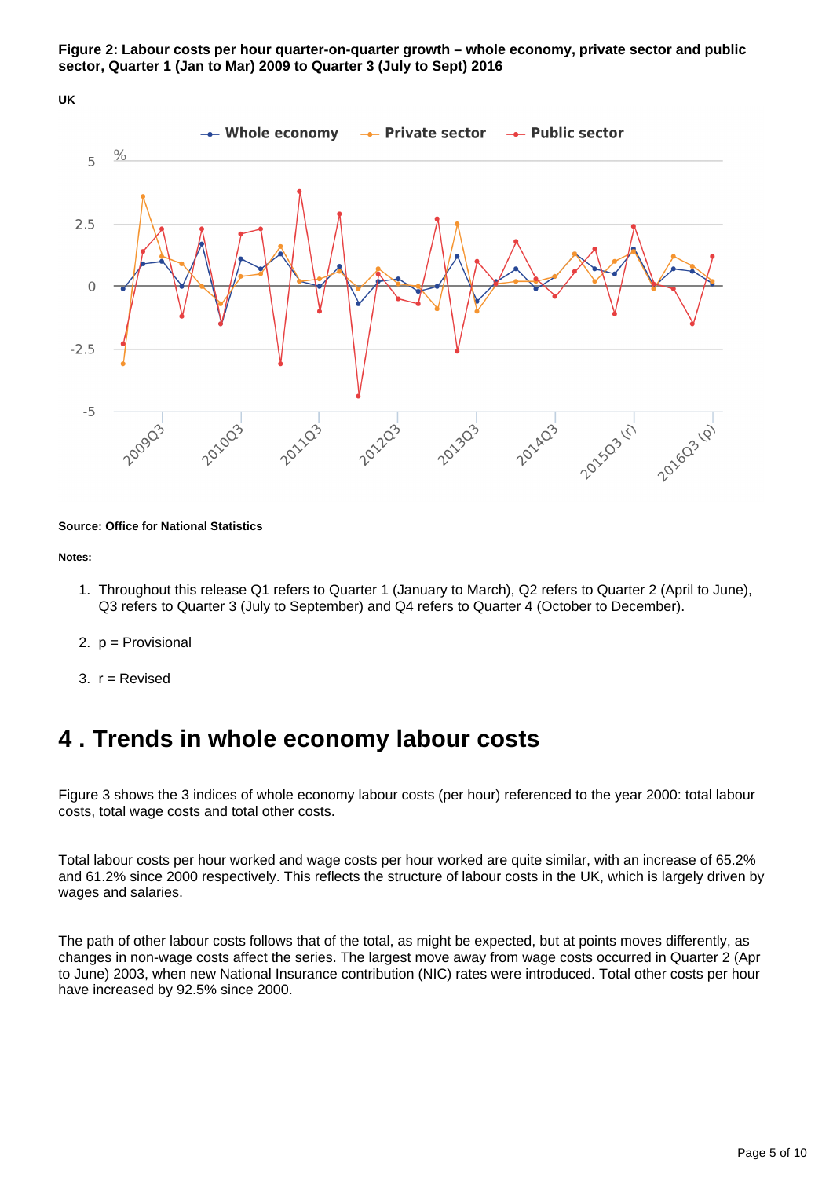**Figure 2: Labour costs per hour quarter-on-quarter growth – whole economy, private sector and public sector, Quarter 1 (Jan to Mar) 2009 to Quarter 3 (July to Sept) 2016**

**UK**

**Source: Office for National Statistics**

**Notes:**

1. Throughout this release Q1 refers to Quarter 1 (January to March), Q2 refers to Quarter 2 (April to June), Q3 refers to Quarter 3 (July to September) and Q4 refers to Quarter 4 (October to December).
2. p = Provisional
3. r = Revised

# 4 . Trends in whole economy labour costs

Figure 3 shows the 3 indices of whole economy labour costs (per hour) referenced to the year 2000: total labour costs, total wage costs and total other costs.

Total labour costs per hour worked and wage costs per hour worked are quite similar, with an increase of 65.2% and 61.2% since 2000 respectively. This reflects the structure of labour costs in the UK, which is largely driven by wages and salaries.

The path of other labour costs follows that of the total, as might be expected, but at points moves differently, as changes in non-wage costs affect the series. The largest move away from wage costs occurred in Quarter 2 (Apr to June) 2003, when new National Insurance contribution (NIC) rates were introduced. Total other costs per hour have increased by 92.5% since 2000.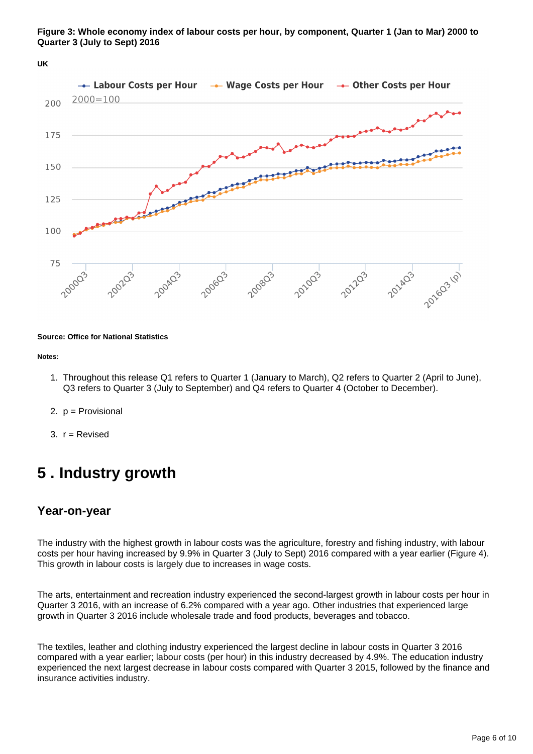**Figure 3: Whole economy index of labour costs per hour, by component, Quarter 1 (Jan to Mar) 2000 to Quarter 3 (July to Sept) 2016**

**UK**

**Source: Office for National Statistics**

**Notes:**

1. Throughout this release Q1 refers to Quarter 1 (January to March), Q2 refers to Quarter 2 (April to June), Q3 refers to Quarter 3 (July to September) and Q4 refers to Quarter 4 (October to December).
2. p = Provisional
3. r = Revised

# 5 . Industry growth

## Year-on-year

The industry with the highest growth in labour costs was the agriculture, forestry and fishing industry, with labour costs per hour having increased by 9.9% in Quarter 3 (July to Sept) 2016 compared with a year earlier (Figure 4). This growth in labour costs is largely due to increases in wage costs.

The arts, entertainment and recreation industry experienced the second-largest growth in labour costs per hour in Quarter 3 2016, with an increase of 6.2% compared with a year ago. Other industries that experienced large growth in Quarter 3 2016 include wholesale trade and food products, beverages and tobacco.

The textiles, leather and clothing industry experienced the largest decline in labour costs in Quarter 3 2016 compared with a year earlier; labour costs (per hour) in this industry decreased by 4.9%. The education industry experienced the next largest decrease in labour costs compared with Quarter 3 2015, followed by the finance and insurance activities industry.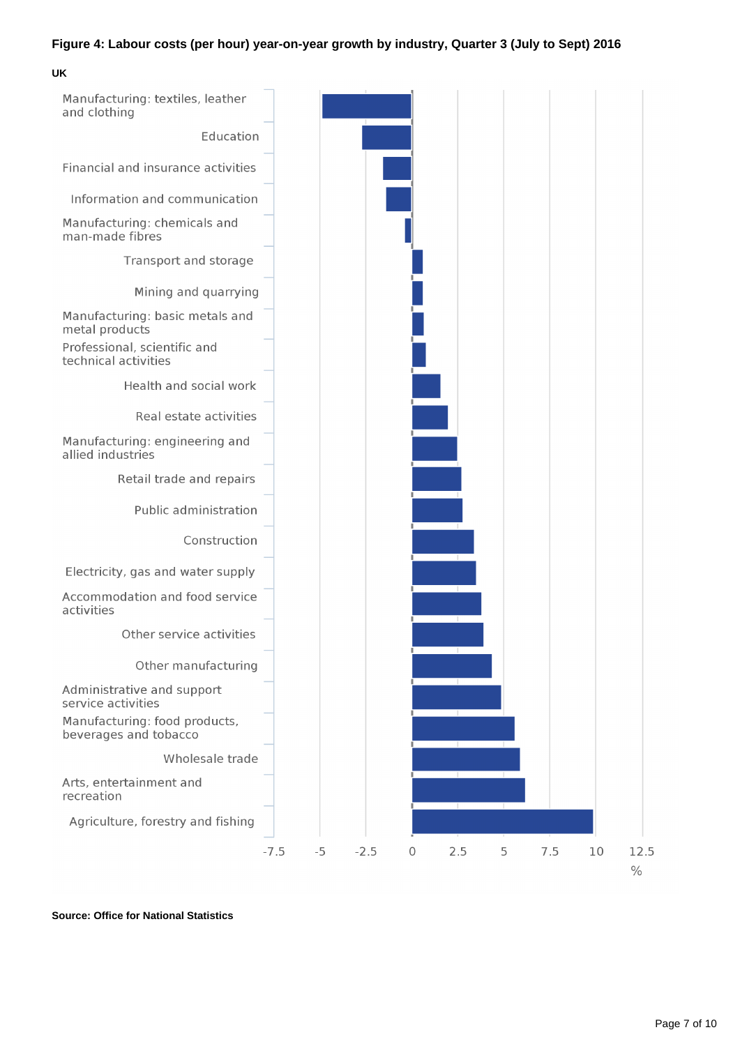**Figure 4: Labour costs (per hour) year-on-year growth by industry, Quarter 3 (July to Sept) 2016**

UK

Manufacturing: textiles, leather and clothing

Education

Financial and insurance activities

Information and communication

Manufacturing: chemicals and man-made fibres

Transport and storage

Mining and quarrying

Manufacturing: basic metals and metal products

Professional, scientific and technical activities

Health and social work

Real estate activities

Manufacturing: engineering and allied industries

Retail trade and repairs

Public administration

Construction

Electricity, gas and water supply

Accommodation and food service activities

Other service activities

Other manufacturing

Administrative and support service activities

Manufacturing: food products, beverages and tobacco

Wholesale trade

Arts, entertainment and recreation

Agriculture, forestry and fishing

-7.5 -5 -2.5 0 2.5 5 7.5 10 12.5

%

**Source: Office for National Statistics**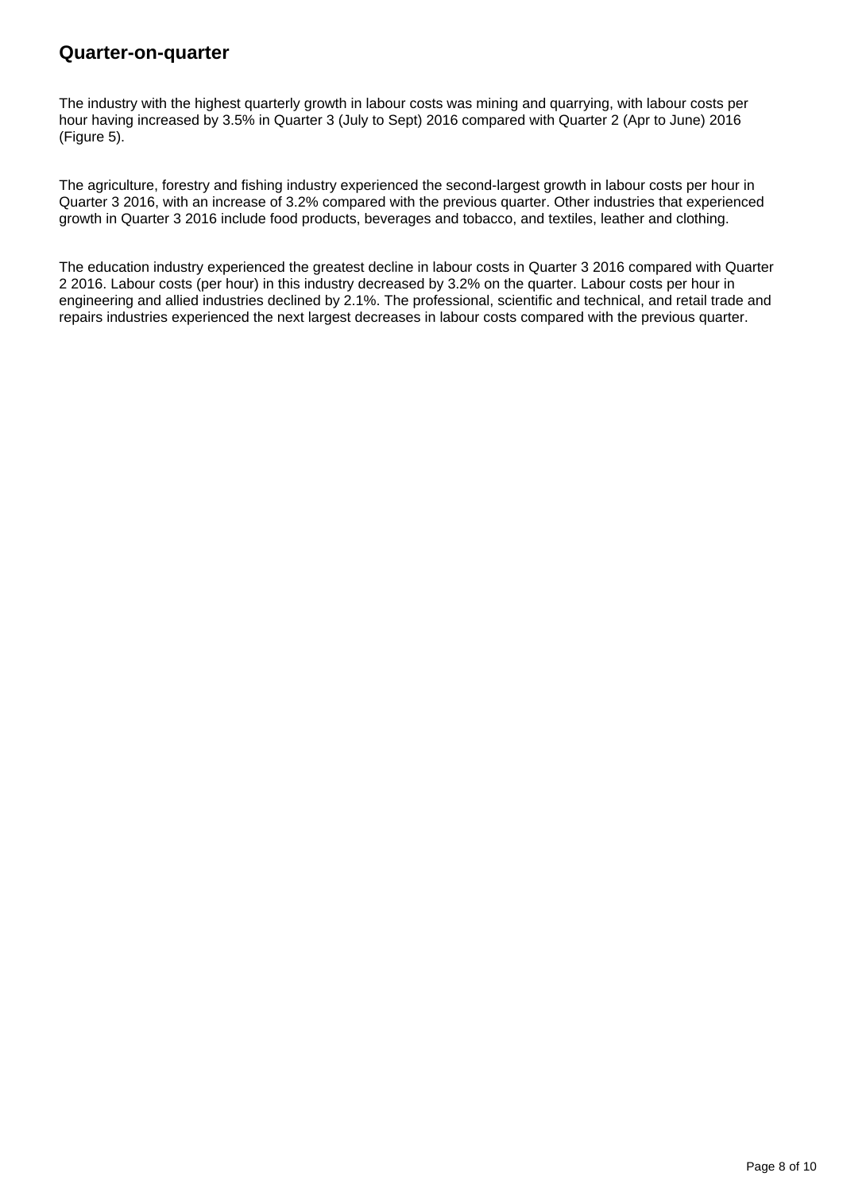## Quarter-on-quarter

The industry with the highest quarterly growth in labour costs was mining and quarrying, with labour costs per hour having increased by 3.5% in Quarter 3 (July to Sept) 2016 compared with Quarter 2 (Apr to June) 2016 (Figure 5).

The agriculture, forestry and fishing industry experienced the second-largest growth in labour costs per hour in Quarter 3 2016, with an increase of 3.2% compared with the previous quarter. Other industries that experienced growth in Quarter 3 2016 include food products, beverages and tobacco, and textiles, leather and clothing.

The education industry experienced the greatest decline in labour costs in Quarter 3 2016 compared with Quarter 2 2016. Labour costs (per hour) in this industry decreased by 3.2% on the quarter. Labour costs per hour in engineering and allied industries declined by 2.1%. The professional, scientific and technical, and retail trade and repairs industries experienced the next largest decreases in labour costs compared with the previous quarter.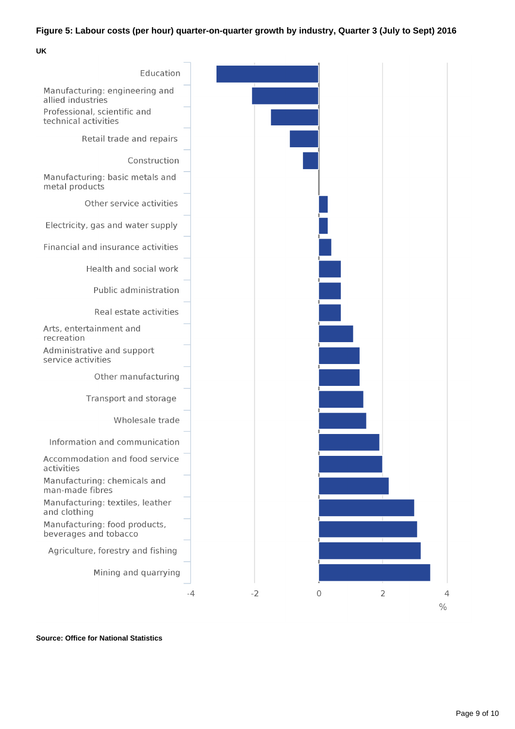**Figure 5: Labour costs (per hour) quarter-on-quarter growth by industry, Quarter 3 (July to Sept) 2016**

**UK**

| Industry |
|---|
| Education |
| Manufacturing: engineering and allied industries |
| Professional, scientific and technical activities |
| Retail trade and repairs |
| Construction |
| Manufacturing: basic metals and metal products |
| Other service activities |
| Electricity, gas and water supply |
| Financial and insurance activities |
| Health and social work |
| Public administration |
| Real estate activities |
| Arts, entertainment and recreation |
| Administrative and support service activities |
| Other manufacturing |
| Transport and storage |
| Wholesale trade |
| Information and communication |
| Accommodation and food service activities |
| Manufacturing: chemicals and man-made fibres |
| Manufacturing: textiles, leather and clothing |
| Manufacturing: food products, beverages and tobacco |
| Agriculture, forestry and fishing |
| Mining and quarrying |

Axis: -4, -2, 0, 2, 4 (%)

**Source: Office for National Statistics**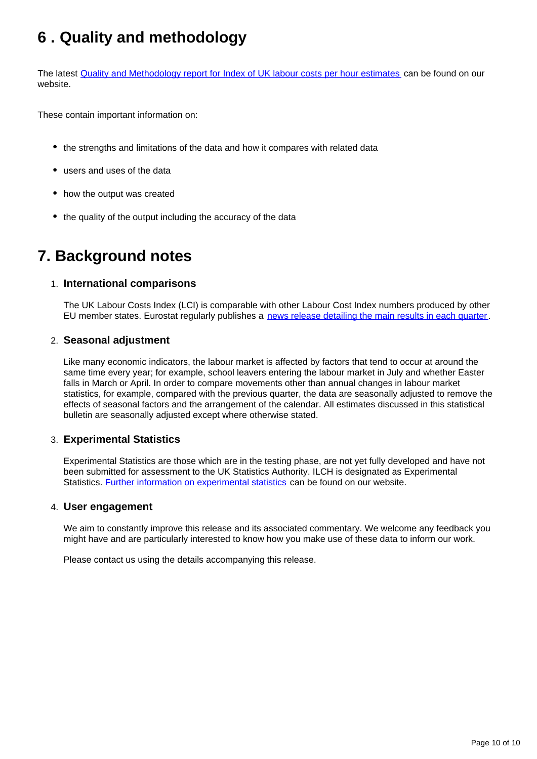## 6 . Quality and methodology

The latest [Quality and Methodology report for Index of UK labour costs per hour estimates](#) can be found on our website.

These contain important information on:

- the strengths and limitations of the data and how it compares with related data
- users and uses of the data
- how the output was created
- the quality of the output including the accuracy of the data

## 7. Background notes

1. **International comparisons**

   The UK Labour Costs Index (LCI) is comparable with other Labour Cost Index numbers produced by other EU member states. Eurostat regularly publishes a [news release detailing the main results in each quarter](#).

2. **Seasonal adjustment**

   Like many economic indicators, the labour market is affected by factors that tend to occur at around the same time every year; for example, school leavers entering the labour market in July and whether Easter falls in March or April. In order to compare movements other than annual changes in labour market statistics, for example, compared with the previous quarter, the data are seasonally adjusted to remove the effects of seasonal factors and the arrangement of the calendar. All estimates discussed in this statistical bulletin are seasonally adjusted except where otherwise stated.

3. **Experimental Statistics**

   Experimental Statistics are those which are in the testing phase, are not yet fully developed and have not been submitted for assessment to the UK Statistics Authority. ILCH is designated as Experimental Statistics. [Further information on experimental statistics](#) can be found on our website.

4. **User engagement**

   We aim to constantly improve this release and its associated commentary. We welcome any feedback you might have and are particularly interested to know how you make use of these data to inform our work.

   Please contact us using the details accompanying this release.